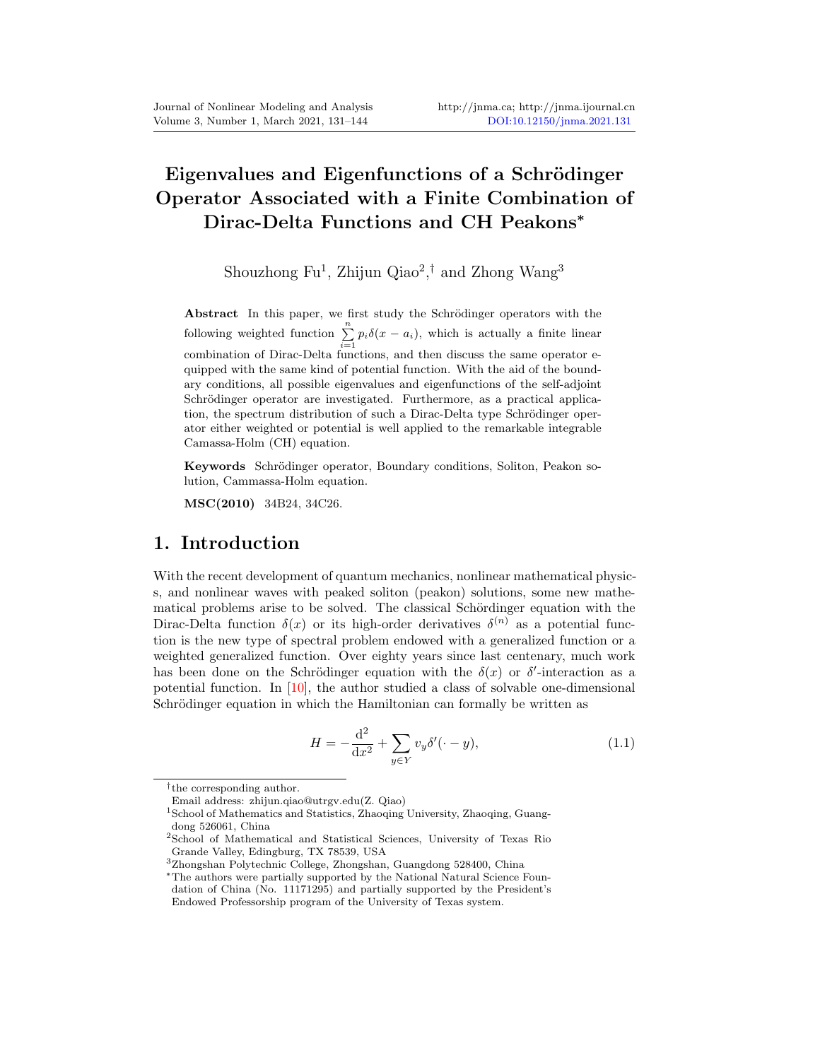# Eigenvalues and Eigenfunctions of a Schrödinger Operator Associated with a Finite Combination of Dirac-Delta Functions and CH Peakons*

Shouzhong Fu[1], Zhijun Qiao[2],† and Zhong Wang[3]

**Abstract** In this paper, we first study the Schrödinger operators with the following weighted function $\sum_{i=1}^{n} p_i \delta(x - a_i)$, which is actually a finite linear combination of Dirac-Delta functions, and then discuss the same operator equipped with the same kind of potential function. With the aid of the boundary conditions, all possible eigenvalues and eigenfunctions of the self-adjoint Schrödinger operator are investigated. Furthermore, as a practical application, the spectrum distribution of such a Dirac-Delta type Schrödinger operator either weighted or potential is well applied to the remarkable integrable Camassa-Holm (CH) equation.

**Keywords** Schrödinger operator, Boundary conditions, Soliton, Peakon solution, Cammassa-Holm equation.

**MSC(2010)** 34B24, 34C26.

## 1. Introduction

With the recent development of quantum mechanics, nonlinear mathematical physics, and nonlinear waves with peaked soliton (peakon) solutions, some new mathematical problems arise to be solved. The classical Schördinger equation with the Dirac-Delta function $\delta(x)$ or its high-order derivatives $\delta^{(n)}$ as a potential function is the new type of spectral problem endowed with a generalized function or a weighted generalized function. Over eighty years since last centenary, much work has been done on the Schrödinger equation with the $\delta(x)$ or $\delta'$-interaction as a potential function. In [10], the author studied a class of solvable one-dimensional Schrödinger equation in which the Hamiltonian can formally be written as

$$H = -\frac{\mathrm{d}^2}{\mathrm{d}x^2} + \sum_{y \in Y} v_y \delta'(\cdot - y), \tag{1.1}$$

†the corresponding author.
Email address: zhijun.qiao@utrgv.edu(Z. Qiao)

[1]School of Mathematics and Statistics, Zhaoqing University, Zhaoqing, Guangdong 526061, China

[2]School of Mathematical and Statistical Sciences, University of Texas Rio Grande Valley, Edingburg, TX 78539, USA

[3]Zhongshan Polytechnic College, Zhongshan, Guangdong 528400, China

*The authors were partially supported by the National Natural Science Foundation of China (No. 11171295) and partially supported by the President's Endowed Professorship program of the University of Texas system.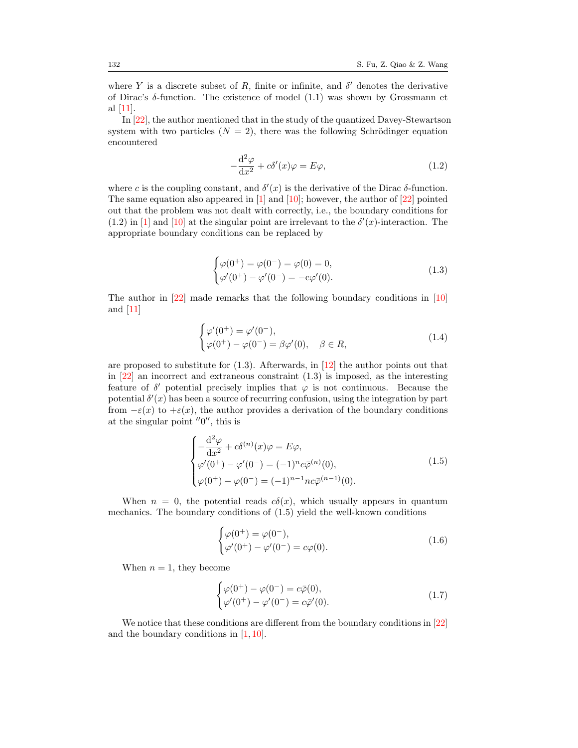where $Y$ is a discrete subset of $R$, finite or infinite, and $\delta'$ denotes the derivative of Dirac's $\delta$-function. The existence of model (1.1) was shown by Grossmann et al [11].

In [22], the author mentioned that in the study of the quantized Davey-Stewartson system with two particles ($N = 2$), there was the following Schrödinger equation encountered

$$-\frac{\mathrm{d}^2\varphi}{\mathrm{d}x^2} + c\delta'(x)\varphi = E\varphi, \tag{1.2}$$

where $c$ is the coupling constant, and $\delta'(x)$ is the derivative of the Dirac $\delta$-function. The same equation also appeared in [1] and [10]; however, the author of [22] pointed out that the problem was not dealt with correctly, i.e., the boundary conditions for (1.2) in [1] and [10] at the singular point are irrelevant to the $\delta'(x)$-interaction. The appropriate boundary conditions can be replaced by

$$\begin{cases} \varphi(0^+) = \varphi(0^-) = \varphi(0) = 0, \\ \varphi'(0^+) - \varphi'(0^-) = -c\varphi'(0). \end{cases} \tag{1.3}$$

The author in [22] made remarks that the following boundary conditions in [10] and [11]

$$\begin{cases} \varphi'(0^+) = \varphi'(0^-), \\ \varphi(0^+) - \varphi(0^-) = \beta\varphi'(0), \quad \beta \in R, \end{cases} \tag{1.4}$$

are proposed to substitute for (1.3). Afterwards, in [12] the author points out that in [22] an incorrect and extraneous constraint (1.3) is imposed, as the interesting feature of $\delta'$ potential precisely implies that $\varphi$ is not continuous. Because the potential $\delta'(x)$ has been a source of recurring confusion, using the integration by part from $-\varepsilon(x)$ to $+\varepsilon(x)$, the author provides a derivation of the boundary conditions at the singular point $''0''$, this is

$$\begin{cases} -\dfrac{\mathrm{d}^2\varphi}{\mathrm{d}x^2} + c\delta^{(n)}(x)\varphi = E\varphi, \\ \varphi'(0^+) - \varphi'(0^-) = (-1)^n c\bar{\varphi}^{(n)}(0), \\ \varphi(0^+) - \varphi(0^-) = (-1)^{n-1} nc\bar{\varphi}^{(n-1)}(0). \end{cases} \tag{1.5}$$

When $n = 0$, the potential reads $c\delta(x)$, which usually appears in quantum mechanics. The boundary conditions of (1.5) yield the well-known conditions

$$\begin{cases} \varphi(0^+) = \varphi(0^-), \\ \varphi'(0^+) - \varphi'(0^-) = c\varphi(0). \end{cases} \tag{1.6}$$

When $n = 1$, they become

$$\begin{cases} \varphi(0^+) - \varphi(0^-) = c\bar{\varphi}(0), \\ \varphi'(0^+) - \varphi'(0^-) = c\bar{\varphi}'(0). \end{cases} \tag{1.7}$$

We notice that these conditions are different from the boundary conditions in [22] and the boundary conditions in [1, 10].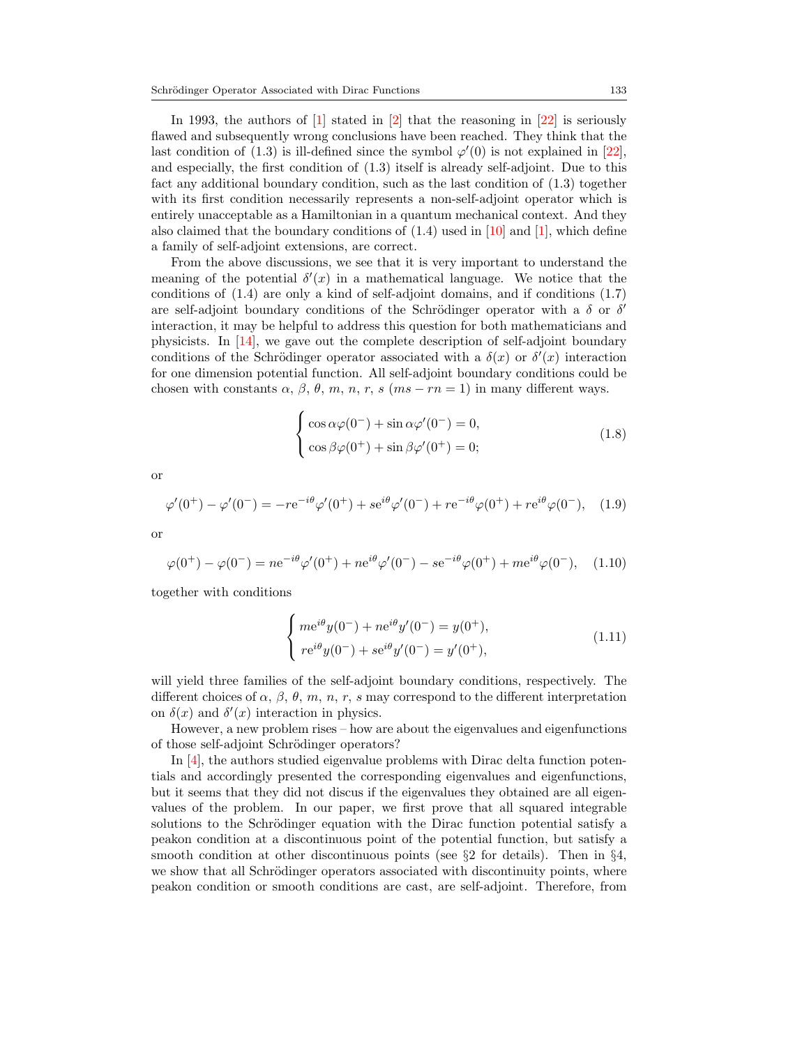In 1993, the authors of [1] stated in [2] that the reasoning in [22] is seriously flawed and subsequently wrong conclusions have been reached. They think that the last condition of (1.3) is ill-defined since the symbol $\varphi'(0)$ is not explained in [22], and especially, the first condition of (1.3) itself is already self-adjoint. Due to this fact any additional boundary condition, such as the last condition of (1.3) together with its first condition necessarily represents a non-self-adjoint operator which is entirely unacceptable as a Hamiltonian in a quantum mechanical context. And they also claimed that the boundary conditions of (1.4) used in [10] and [1], which define a family of self-adjoint extensions, are correct.

From the above discussions, we see that it is very important to understand the meaning of the potential $\delta'(x)$ in a mathematical language. We notice that the conditions of (1.4) are only a kind of self-adjoint domains, and if conditions (1.7) are self-adjoint boundary conditions of the Schrödinger operator with a $\delta$ or $\delta'$ interaction, it may be helpful to address this question for both mathematicians and physicists. In [14], we gave out the complete description of self-adjoint boundary conditions of the Schrödinger operator associated with a $\delta(x)$ or $\delta'(x)$ interaction for one dimension potential function. All self-adjoint boundary conditions could be chosen with constants $\alpha$, $\beta$, $\theta$, $m$, $n$, $r$, $s$ ($ms - rn = 1$) in many different ways.

$$
\begin{cases}
\cos\alpha\varphi(0^-) + \sin\alpha\varphi'(0^-) = 0, \\
\cos\beta\varphi(0^+) + \sin\beta\varphi'(0^+) = 0;
\end{cases}
\tag{1.8}
$$

or

$$
\varphi'(0^+) - \varphi'(0^-) = -re^{-i\theta}\varphi'(0^+) + se^{i\theta}\varphi'(0^-) + re^{-i\theta}\varphi(0^+) + re^{i\theta}\varphi(0^-), \tag{1.9}
$$

or

$$
\varphi(0^+) - \varphi(0^-) = ne^{-i\theta}\varphi'(0^+) + ne^{i\theta}\varphi'(0^-) - se^{-i\theta}\varphi(0^+) + me^{i\theta}\varphi(0^-), \tag{1.10}
$$

together with conditions

$$
\begin{cases}
me^{i\theta}y(0^-) + ne^{i\theta}y'(0^-) = y(0^+), \\
re^{i\theta}y(0^-) + se^{i\theta}y'(0^-) = y'(0^+),
\end{cases}
\tag{1.11}
$$

will yield three families of the self-adjoint boundary conditions, respectively. The different choices of $\alpha$, $\beta$, $\theta$, $m$, $n$, $r$, $s$ may correspond to the different interpretation on $\delta(x)$ and $\delta'(x)$ interaction in physics.

However, a new problem rises – how are about the eigenvalues and eigenfunctions of those self-adjoint Schrödinger operators?

In [4], the authors studied eigenvalue problems with Dirac delta function potentials and accordingly presented the corresponding eigenvalues and eigenfunctions, but it seems that they did not discus if the eigenvalues they obtained are all eigenvalues of the problem. In our paper, we first prove that all squared integrable solutions to the Schrödinger equation with the Dirac function potential satisfy a peakon condition at a discontinuous point of the potential function, but satisfy a smooth condition at other discontinuous points (see §2 for details). Then in §4, we show that all Schrödinger operators associated with discontinuity points, where peakon condition or smooth conditions are cast, are self-adjoint. Therefore, from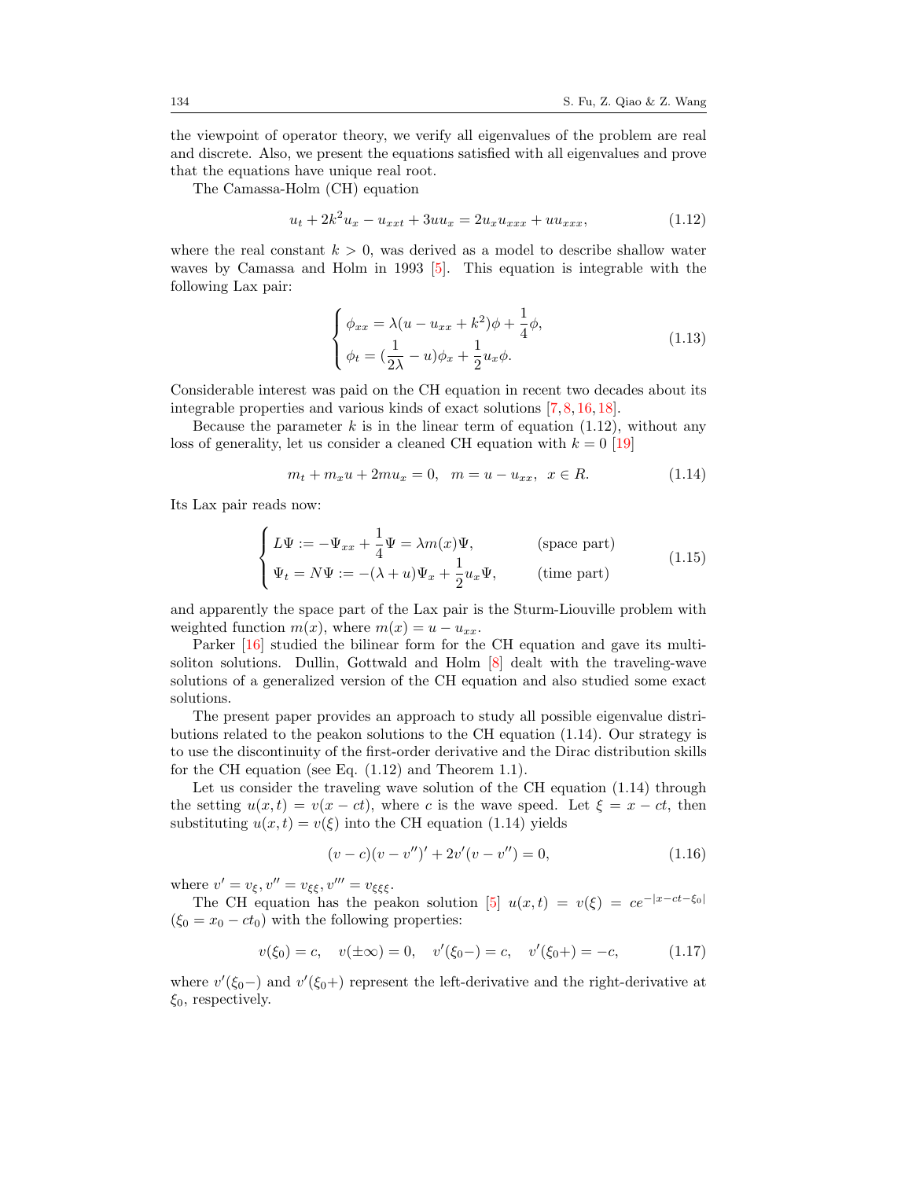the viewpoint of operator theory, we verify all eigenvalues of the problem are real and discrete. Also, we present the equations satisfied with all eigenvalues and prove that the equations have unique real root.

The Camassa-Holm (CH) equation

$$u_t + 2k^2 u_x - u_{xxt} + 3uu_x = 2u_x u_{xxx} + uu_{xxx}, \tag{1.12}$$

where the real constant $k > 0$, was derived as a model to describe shallow water waves by Camassa and Holm in 1993 [5]. This equation is integrable with the following Lax pair:

$$\begin{cases} \phi_{xx} = \lambda(u - u_{xx} + k^2)\phi + \dfrac{1}{4}\phi, \\ \phi_t = (\dfrac{1}{2\lambda} - u)\phi_x + \dfrac{1}{2}u_x\phi. \end{cases} \tag{1.13}$$

Considerable interest was paid on the CH equation in recent two decades about its integrable properties and various kinds of exact solutions [7,8,16,18].

Because the parameter $k$ is in the linear term of equation (1.12), without any loss of generality, let us consider a cleaned CH equation with $k = 0$ [19]

$$m_t + m_x u + 2mu_x = 0, \quad m = u - u_{xx}, \quad x \in R. \tag{1.14}$$

Its Lax pair reads now:

$$\begin{cases} L\Psi := -\Psi_{xx} + \dfrac{1}{4}\Psi = \lambda m(x)\Psi, & \text{(space part)} \\ \Psi_t = N\Psi := -(\lambda + u)\Psi_x + \dfrac{1}{2}u_x\Psi, & \text{(time part)} \end{cases} \tag{1.15}$$

and apparently the space part of the Lax pair is the Sturm-Liouville problem with weighted function $m(x)$, where $m(x) = u - u_{xx}$.

Parker [16] studied the bilinear form for the CH equation and gave its multi-soliton solutions. Dullin, Gottwald and Holm [8] dealt with the traveling-wave solutions of a generalized version of the CH equation and also studied some exact solutions.

The present paper provides an approach to study all possible eigenvalue distributions related to the peakon solutions to the CH equation (1.14). Our strategy is to use the discontinuity of the first-order derivative and the Dirac distribution skills for the CH equation (see Eq. (1.12) and Theorem 1.1).

Let us consider the traveling wave solution of the CH equation (1.14) through the setting $u(x,t) = v(x - ct)$, where $c$ is the wave speed. Let $\xi = x - ct$, then substituting $u(x,t) = v(\xi)$ into the CH equation (1.14) yields

$$(v - c)(v - v'')' + 2v'(v - v'') = 0, \tag{1.16}$$

where $v' = v_\xi, v'' = v_{\xi\xi}, v''' = v_{\xi\xi\xi}$.

The CH equation has the peakon solution [5] $u(x,t) = v(\xi) = ce^{-|x-ct-\xi_0|}$ ($\xi_0 = x_0 - ct_0$) with the following properties:

$$v(\xi_0) = c, \quad v(\pm\infty) = 0, \quad v'(\xi_0-) = c, \quad v'(\xi_0+) = -c, \tag{1.17}$$

where $v'(\xi_0-)$ and $v'(\xi_0+)$ represent the left-derivative and the right-derivative at $\xi_0$, respectively.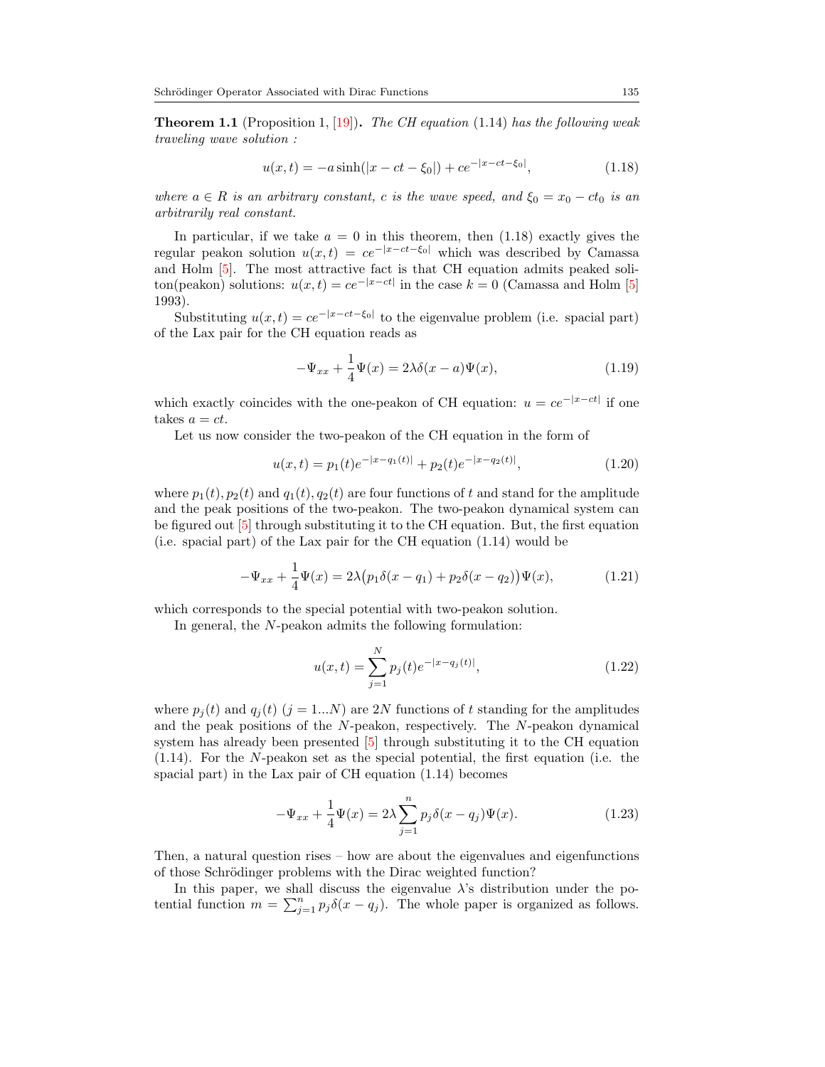**Theorem 1.1** (Proposition 1, [19])**.** *The CH equation* (1.14) *has the following weak traveling wave solution :*

$$u(x,t) = -a\sinh(|x-ct-\xi_0|) + ce^{-|x-ct-\xi_0|}, \tag{1.18}$$

*where $a \in R$ is an arbitrary constant, $c$ is the wave speed, and $\xi_0 = x_0 - ct_0$ is an arbitrarily real constant.*

In particular, if we take $a = 0$ in this theorem, then (1.18) exactly gives the regular peakon solution $u(x,t) = ce^{-|x-ct-\xi_0|}$ which was described by Camassa and Holm [5]. The most attractive fact is that CH equation admits peaked soliton(peakon) solutions: $u(x,t) = ce^{-|x-ct|}$ in the case $k = 0$ (Camassa and Holm [5] 1993).

Substituting $u(x,t) = ce^{-|x-ct-\xi_0|}$ to the eigenvalue problem (i.e. spacial part) of the Lax pair for the CH equation reads as

$$-\Psi_{xx} + \frac{1}{4}\Psi(x) = 2\lambda\delta(x-a)\Psi(x), \tag{1.19}$$

which exactly coincides with the one-peakon of CH equation: $u = ce^{-|x-ct|}$ if one takes $a = ct$.

Let us now consider the two-peakon of the CH equation in the form of

$$u(x,t) = p_1(t)e^{-|x-q_1(t)|} + p_2(t)e^{-|x-q_2(t)|}, \tag{1.20}$$

where $p_1(t), p_2(t)$ and $q_1(t), q_2(t)$ are four functions of $t$ and stand for the amplitude and the peak positions of the two-peakon. The two-peakon dynamical system can be figured out [5] through substituting it to the CH equation. But, the first equation (i.e. spacial part) of the Lax pair for the CH equation (1.14) would be

$$-\Psi_{xx} + \frac{1}{4}\Psi(x) = 2\lambda\big(p_1\delta(x-q_1) + p_2\delta(x-q_2)\big)\Psi(x), \tag{1.21}$$

which corresponds to the special potential with two-peakon solution.

In general, the $N$-peakon admits the following formulation:

$$u(x,t) = \sum_{j=1}^{N} p_j(t)e^{-|x-q_j(t)|}, \tag{1.22}$$

where $p_j(t)$ and $q_j(t)$ $(j = 1...N)$ are $2N$ functions of $t$ standing for the amplitudes and the peak positions of the $N$-peakon, respectively. The $N$-peakon dynamical system has already been presented [5] through substituting it to the CH equation (1.14). For the $N$-peakon set as the special potential, the first equation (i.e. the spacial part) in the Lax pair of CH equation (1.14) becomes

$$-\Psi_{xx} + \frac{1}{4}\Psi(x) = 2\lambda\sum_{j=1}^{n} p_j\delta(x-q_j)\Psi(x). \tag{1.23}$$

Then, a natural question rises – how are about the eigenvalues and eigenfunctions of those Schrödinger problems with the Dirac weighted function?

In this paper, we shall discuss the eigenvalue $\lambda$'s distribution under the potential function $m = \sum_{j=1}^{n} p_j\delta(x-q_j)$. The whole paper is organized as follows.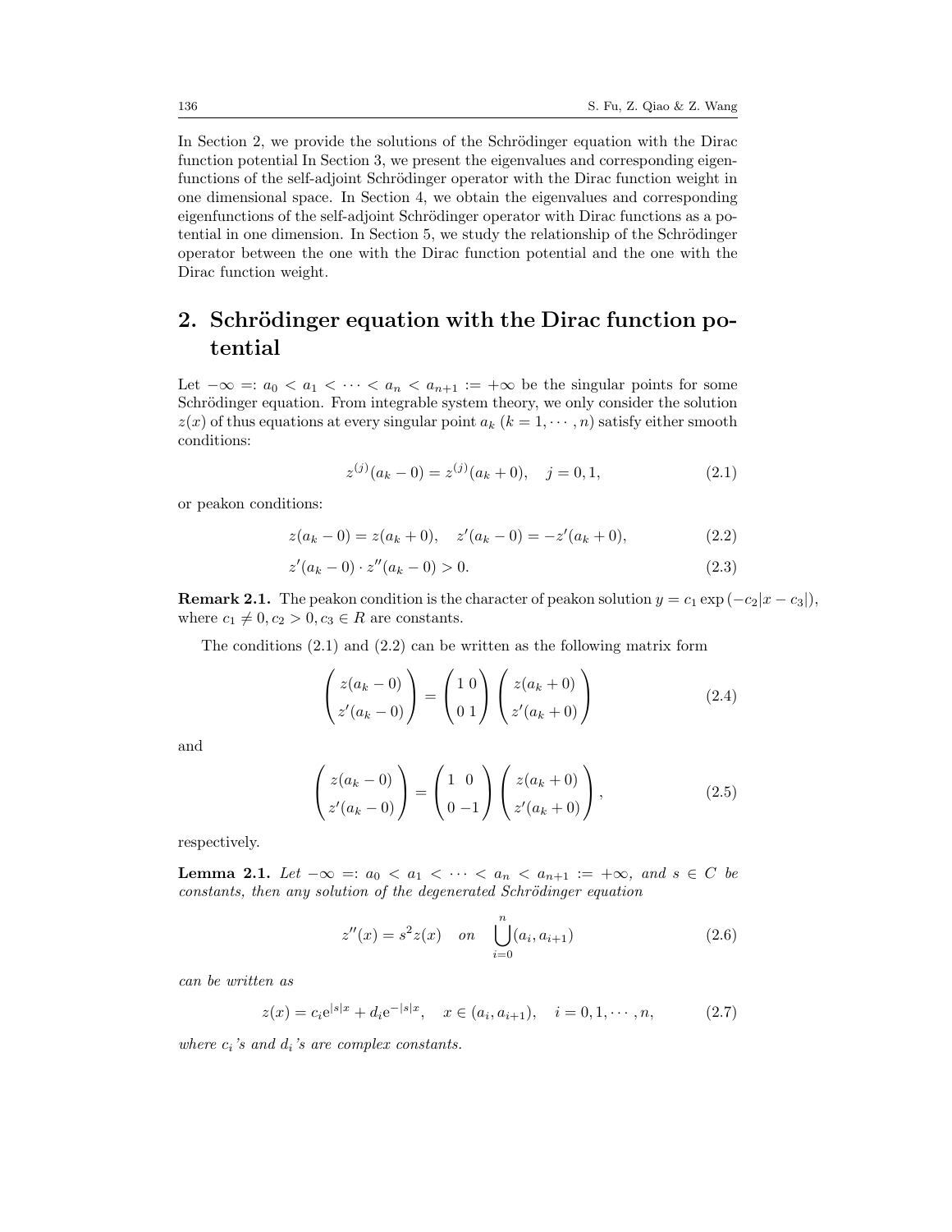In Section 2, we provide the solutions of the Schrödinger equation with the Dirac function potential In Section 3, we present the eigenvalues and corresponding eigenfunctions of the self-adjoint Schrödinger operator with the Dirac function weight in one dimensional space. In Section 4, we obtain the eigenvalues and corresponding eigenfunctions of the self-adjoint Schrödinger operator with Dirac functions as a potential in one dimension. In Section 5, we study the relationship of the Schrödinger operator between the one with the Dirac function potential and the one with the Dirac function weight.

## 2. Schrödinger equation with the Dirac function potential

Let $-\infty =: a_0 < a_1 < \cdots < a_n < a_{n+1} := +\infty$ be the singular points for some Schrödinger equation. From integrable system theory, we only consider the solution $z(x)$ of thus equations at every singular point $a_k$ $(k = 1, \cdots, n)$ satisfy either smooth conditions:

$$z^{(j)}(a_k - 0) = z^{(j)}(a_k + 0), \quad j = 0, 1, \tag{2.1}$$

or peakon conditions:

$$z(a_k - 0) = z(a_k + 0), \quad z'(a_k - 0) = -z'(a_k + 0), \tag{2.2}$$

$$z'(a_k - 0) \cdot z''(a_k - 0) > 0. \tag{2.3}$$

**Remark 2.1.** The peakon condition is the character of peakon solution $y = c_1 \exp(-c_2|x - c_3|)$, where $c_1 \neq 0, c_2 > 0, c_3 \in R$ are constants.

The conditions (2.1) and (2.2) can be written as the following matrix form

$$\begin{pmatrix} z(a_k - 0) \\ z'(a_k - 0) \end{pmatrix} = \begin{pmatrix} 1 & 0 \\ 0 & 1 \end{pmatrix} \begin{pmatrix} z(a_k + 0) \\ z'(a_k + 0) \end{pmatrix} \tag{2.4}$$

and

$$\begin{pmatrix} z(a_k - 0) \\ z'(a_k - 0) \end{pmatrix} = \begin{pmatrix} 1 & 0 \\ 0 & -1 \end{pmatrix} \begin{pmatrix} z(a_k + 0) \\ z'(a_k + 0) \end{pmatrix}, \tag{2.5}$$

respectively.

**Lemma 2.1.** *Let $-\infty =: a_0 < a_1 < \cdots < a_n < a_{n+1} := +\infty$, and $s \in C$ be constants, then any solution of the degenerated Schrödinger equation*

$$z''(x) = s^2 z(x) \quad on \quad \bigcup_{i=0}^{n} (a_i, a_{i+1}) \tag{2.6}$$

*can be written as*

$$z(x) = c_i \mathrm{e}^{|s|x} + d_i \mathrm{e}^{-|s|x}, \quad x \in (a_i, a_{i+1}), \quad i = 0, 1, \cdots, n, \tag{2.7}$$

*where $c_i$'s and $d_i$'s are complex constants.*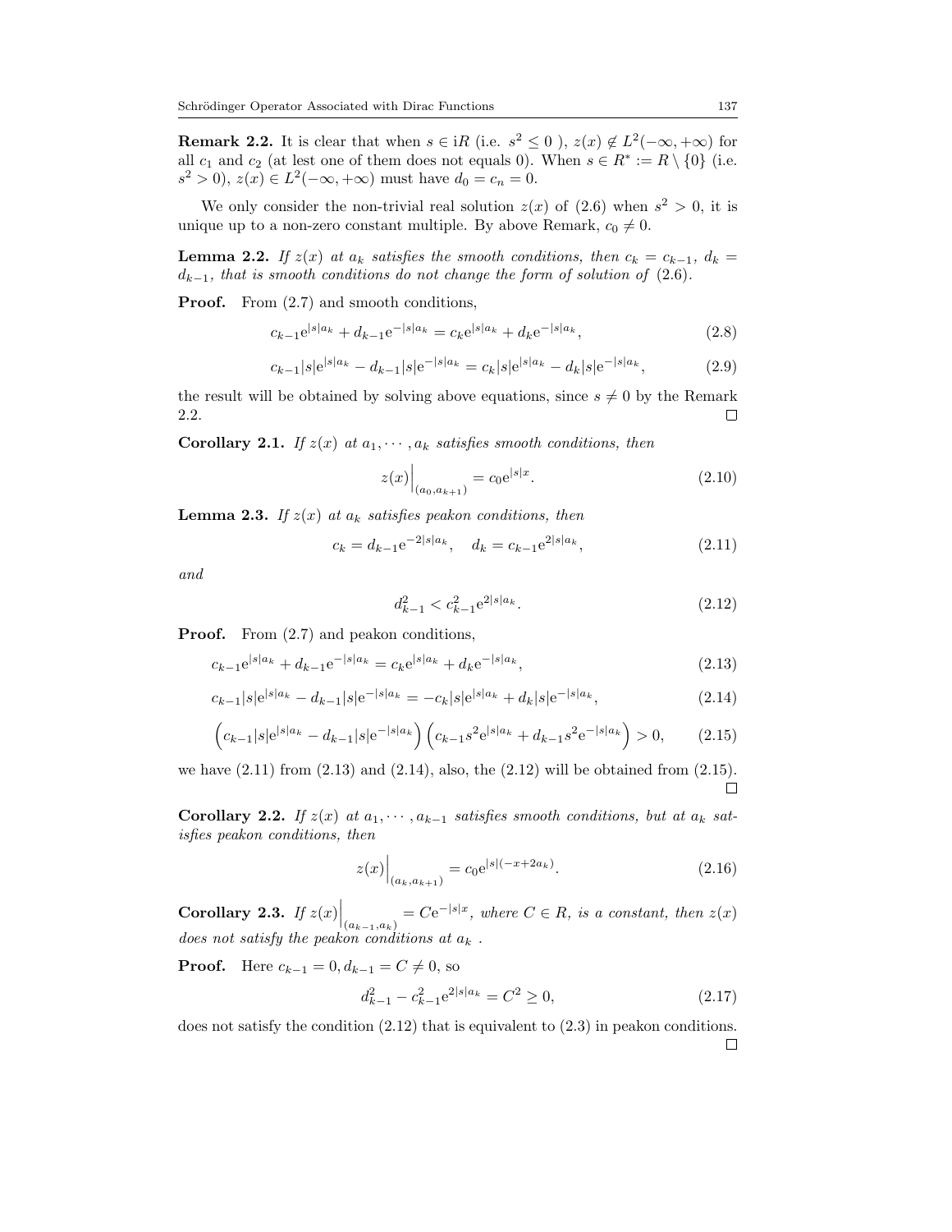**Remark 2.2.** It is clear that when $s \in \mathrm{i}R$ (i.e. $s^2 \leq 0$ ), $z(x) \notin L^2(-\infty, +\infty)$ for all $c_1$ and $c_2$ (at lest one of them does not equals 0). When $s \in R^* := R \setminus \{0\}$ (i.e. $s^2 > 0$), $z(x) \in L^2(-\infty, +\infty)$ must have $d_0 = c_n = 0$.

We only consider the non-trivial real solution $z(x)$ of (2.6) when $s^2 > 0$, it is unique up to a non-zero constant multiple. By above Remark, $c_0 \neq 0$.

**Lemma 2.2.** *If $z(x)$ at $a_k$ satisfies the smooth conditions, then $c_k = c_{k-1}$, $d_k = d_{k-1}$, that is smooth conditions do not change the form of solution of* (2.6)*.*

**Proof.** From (2.7) and smooth conditions,

$$c_{k-1}\mathrm{e}^{|s|a_k} + d_{k-1}\mathrm{e}^{-|s|a_k} = c_k\mathrm{e}^{|s|a_k} + d_k\mathrm{e}^{-|s|a_k}, \tag{2.8}$$

$$c_{k-1}|s|\mathrm{e}^{|s|a_k} - d_{k-1}|s|\mathrm{e}^{-|s|a_k} = c_k|s|\mathrm{e}^{|s|a_k} - d_k|s|\mathrm{e}^{-|s|a_k}, \tag{2.9}$$

the result will be obtained by solving above equations, since $s \neq 0$ by the Remark 2.2. $\square$

**Corollary 2.1.** *If $z(x)$ at $a_1, \cdots, a_k$ satisfies smooth conditions, then*

$$z(x)\Big|_{(a_0,a_{k+1})} = c_0\mathrm{e}^{|s|x}. \tag{2.10}$$

**Lemma 2.3.** *If $z(x)$ at $a_k$ satisfies peakon conditions, then*

$$c_k = d_{k-1}\mathrm{e}^{-2|s|a_k}, \quad d_k = c_{k-1}\mathrm{e}^{2|s|a_k}, \tag{2.11}$$

*and*

$$d_{k-1}^2 < c_{k-1}^2\mathrm{e}^{2|s|a_k}. \tag{2.12}$$

**Proof.** From (2.7) and peakon conditions,

$$c_{k-1}\mathrm{e}^{|s|a_k} + d_{k-1}\mathrm{e}^{-|s|a_k} = c_k\mathrm{e}^{|s|a_k} + d_k\mathrm{e}^{-|s|a_k}, \tag{2.13}$$

$$c_{k-1}|s|\mathrm{e}^{|s|a_k} - d_{k-1}|s|\mathrm{e}^{-|s|a_k} = -c_k|s|\mathrm{e}^{|s|a_k} + d_k|s|\mathrm{e}^{-|s|a_k}, \tag{2.14}$$

$$\left(c_{k-1}|s|\mathrm{e}^{|s|a_k} - d_{k-1}|s|\mathrm{e}^{-|s|a_k}\right)\left(c_{k-1}s^2\mathrm{e}^{|s|a_k} + d_{k-1}s^2\mathrm{e}^{-|s|a_k}\right) > 0, \tag{2.15}$$

we have (2.11) from (2.13) and (2.14), also, the (2.12) will be obtained from (2.15). $\square$

**Corollary 2.2.** *If $z(x)$ at $a_1, \cdots, a_{k-1}$ satisfies smooth conditions, but at $a_k$ satisfies peakon conditions, then*

$$z(x)\Big|_{(a_k,a_{k+1})} = c_0\mathrm{e}^{|s|(-x+2a_k)}. \tag{2.16}$$

**Corollary 2.3.** *If $z(x)\Big|_{(a_{k-1},a_k)} = C\mathrm{e}^{-|s|x}$, where $C \in R$, is a constant, then $z(x)$ does not satisfy the peakon conditions at $a_k$ .*

**Proof.** Here $c_{k-1} = 0, d_{k-1} = C \neq 0$, so

$$d_{k-1}^2 - c_{k-1}^2\mathrm{e}^{2|s|a_k} = C^2 \geq 0, \tag{2.17}$$

does not satisfy the condition (2.12) that is equivalent to (2.3) in peakon conditions. $\square$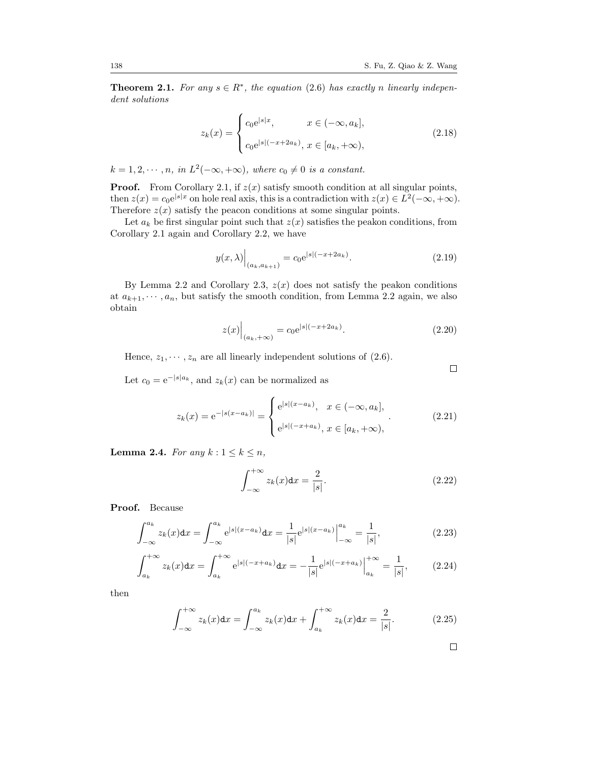**Theorem 2.1.** *For any $s \in R^*$, the equation* (2.6) *has exactly $n$ linearly independent solutions*

$$z_k(x) = \begin{cases} c_0 e^{|s|x}, & x \in (-\infty, a_k], \\ c_0 e^{|s|(-x+2a_k)}, & x \in [a_k, +\infty), \end{cases} \tag{2.18}$$

*$k = 1, 2, \cdots, n$, in $L^2(-\infty, +\infty)$, where $c_0 \neq 0$ is a constant.*

**Proof.** From Corollary 2.1, if $z(x)$ satisfy smooth condition at all singular points, then $z(x) = c_0 e^{|s|x}$ on hole real axis, this is a contradiction with $z(x) \in L^2(-\infty, +\infty)$. Therefore $z(x)$ satisfy the peacon conditions at some singular points.

Let $a_k$ be first singular point such that $z(x)$ satisfies the peakon conditions, from Corollary 2.1 again and Corollary 2.2, we have

$$y(x, \lambda)\Big|_{(a_k, a_{k+1})} = c_0 e^{|s|(-x+2a_k)}. \tag{2.19}$$

By Lemma 2.2 and Corollary 2.3, $z(x)$ does not satisfy the peakon conditions at $a_{k+1}, \cdots, a_n$, but satisfy the smooth condition, from Lemma 2.2 again, we also obtain

$$z(x)\Big|_{(a_k, +\infty)} = c_0 e^{|s|(-x+2a_k)}. \tag{2.20}$$

Hence, $z_1, \cdots, z_n$ are all linearly independent solutions of (2.6).

□

Let $c_0 = e^{-|s|a_k}$, and $z_k(x)$ can be normalized as

$$z_k(x) = e^{-|s(x-a_k)|} = \begin{cases} e^{|s|(x-a_k)}, & x \in (-\infty, a_k], \\ e^{|s|(-x+a_k)}, & x \in [a_k, +\infty), \end{cases}. \tag{2.21}$$

**Lemma 2.4.** *For any $k : 1 \leq k \leq n$,*

$$\int_{-\infty}^{+\infty} z_k(x) dx = \frac{2}{|s|}. \tag{2.22}$$

**Proof.** Because

$$\int_{-\infty}^{a_k} z_k(x) dx = \int_{-\infty}^{a_k} e^{|s|(x-a_k)} dx = \frac{1}{|s|} e^{|s|(x-a_k)}\Big|_{-\infty}^{a_k} = \frac{1}{|s|}, \tag{2.23}$$

$$\int_{a_k}^{+\infty} z_k(x) dx = \int_{a_k}^{+\infty} e^{|s|(-x+a_k)} dx = -\frac{1}{|s|} e^{|s|(-x+a_k)}\Big|_{a_k}^{+\infty} = \frac{1}{|s|}, \tag{2.24}$$

then

$$\int_{-\infty}^{+\infty} z_k(x) dx = \int_{-\infty}^{a_k} z_k(x) dx + \int_{a_k}^{+\infty} z_k(x) dx = \frac{2}{|s|}. \tag{2.25}$$

□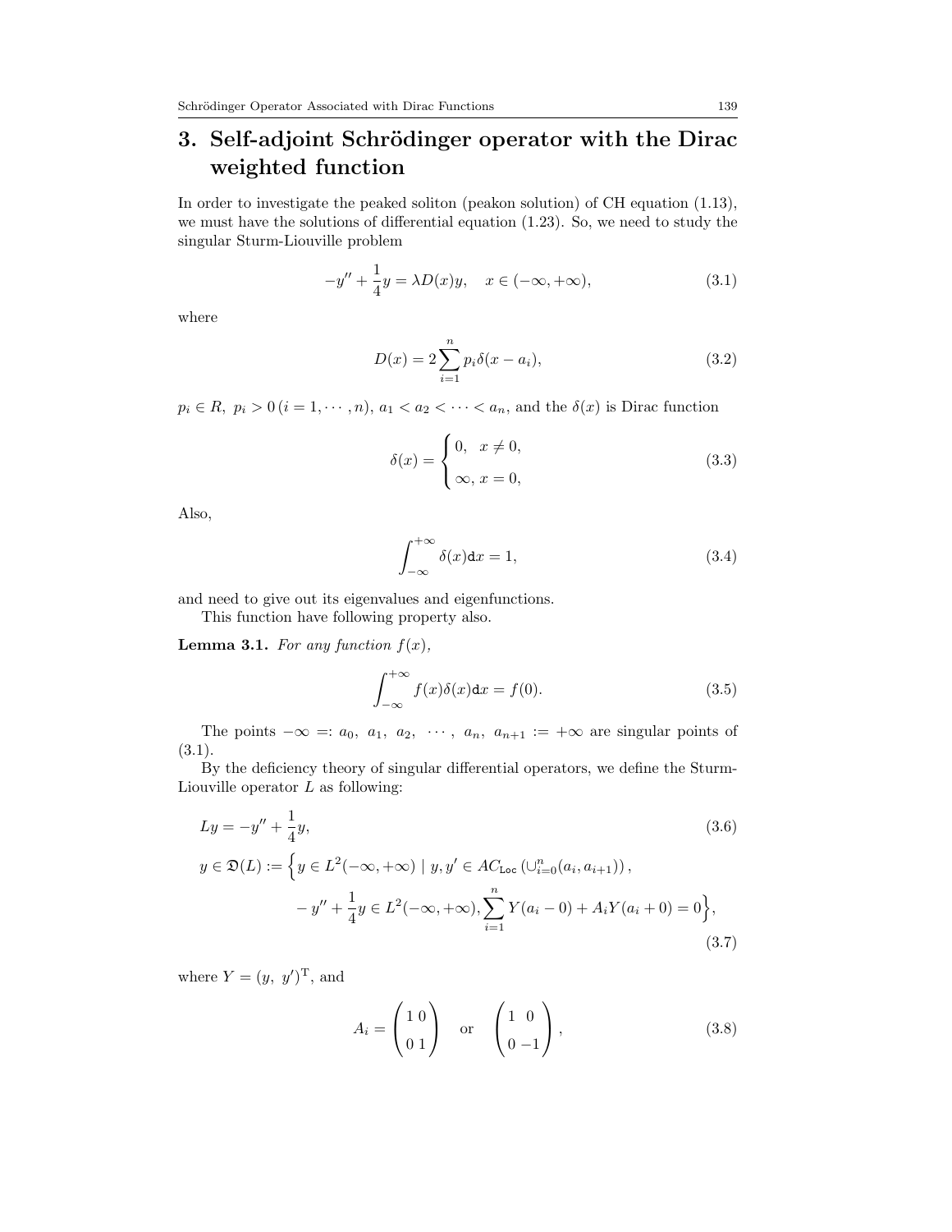## 3. Self-adjoint Schrödinger operator with the Dirac weighted function

In order to investigate the peaked soliton (peakon solution) of CH equation (1.13), we must have the solutions of differential equation (1.23). So, we need to study the singular Sturm-Liouville problem

$$-y'' + \frac{1}{4}y = \lambda D(x)y, \quad x \in (-\infty, +\infty), \tag{3.1}$$

where

$$D(x) = 2\sum_{i=1}^{n} p_i \delta(x - a_i), \tag{3.2}$$

$p_i \in R,\ p_i > 0\,(i = 1, \cdots, n)$, $a_1 < a_2 < \cdots < a_n$, and the $\delta(x)$ is Dirac function

$$\delta(x) = \begin{cases} 0, & x \neq 0, \\ \infty, & x = 0, \end{cases} \tag{3.3}$$

Also,

$$\int_{-\infty}^{+\infty} \delta(x)\mathrm{d}x = 1, \tag{3.4}$$

and need to give out its eigenvalues and eigenfunctions.

This function have following property also.

**Lemma 3.1.** *For any function $f(x)$,*

$$\int_{-\infty}^{+\infty} f(x)\delta(x)\mathrm{d}x = f(0). \tag{3.5}$$

The points $-\infty =: a_0,\ a_1,\ a_2,\ \cdots,\ a_n,\ a_{n+1} := +\infty$ are singular points of (3.1).

By the deficiency theory of singular differential operators, we define the Sturm-Liouville operator $L$ as following:

$$Ly = -y'' + \frac{1}{4}y, \tag{3.6}$$

$$y \in \mathfrak{D}(L) := \Big\{ y \in L^2(-\infty, +\infty) \mid y, y' \in AC_{\mathrm{Loc}}\left(\cup_{i=0}^{n}(a_i, a_{i+1})\right), \\ -y'' + \frac{1}{4}y \in L^2(-\infty, +\infty), \sum_{i=1}^{n} Y(a_i - 0) + A_i Y(a_i + 0) = 0 \Big\}, \tag{3.7}$$

where $Y = (y,\ y')^{\mathrm{T}}$, and

$$A_i = \begin{pmatrix} 1 & 0 \\ 0 & 1 \end{pmatrix} \quad \text{or} \quad \begin{pmatrix} 1 & 0 \\ 0 & -1 \end{pmatrix}, \tag{3.8}$$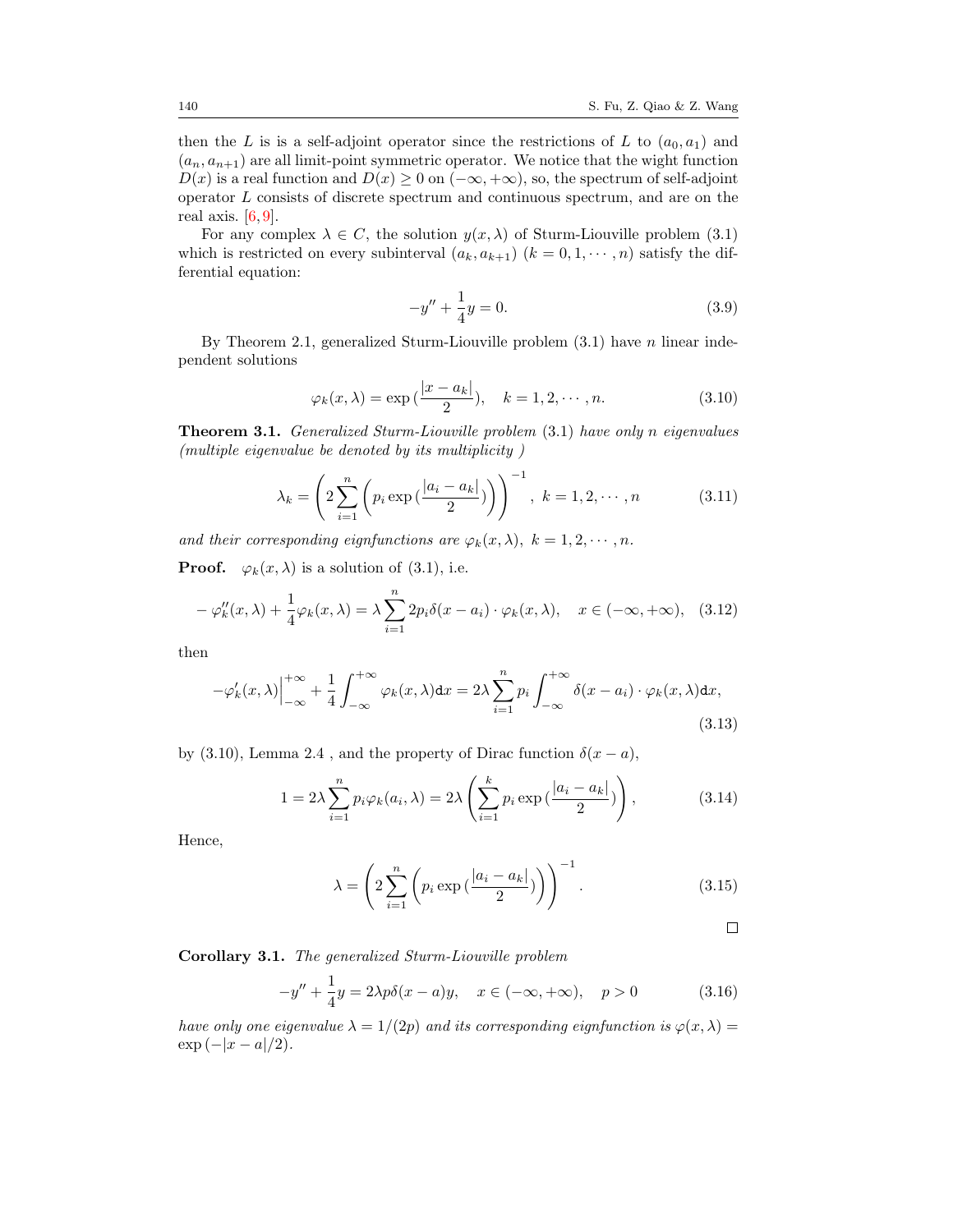then the $L$ is is a self-adjoint operator since the restrictions of $L$ to $(a_0, a_1)$ and $(a_n, a_{n+1})$ are all limit-point symmetric operator. We notice that the wight function $D(x)$ is a real function and $D(x) \geq 0$ on $(-\infty, +\infty)$, so, the spectrum of self-adjoint operator $L$ consists of discrete spectrum and continuous spectrum, and are on the real axis. [6,9].

For any complex $\lambda \in C$, the solution $y(x, \lambda)$ of Sturm-Liouville problem (3.1) which is restricted on every subinterval $(a_k, a_{k+1})$ $(k = 0, 1, \cdots, n)$ satisfy the differential equation:

$$-y'' + \frac{1}{4}y = 0. \tag{3.9}$$

By Theorem 2.1, generalized Sturm-Liouville problem (3.1) have $n$ linear independent solutions

$$\varphi_k(x, \lambda) = \exp\left(\frac{|x - a_k|}{2}\right), \quad k = 1, 2, \cdots, n. \tag{3.10}$$

**Theorem 3.1.** *Generalized Sturm-Liouville problem* (3.1) *have only n eigenvalues (multiple eigenvalue be denoted by its multiplicity )*

$$\lambda_k = \left(2\sum_{i=1}^{n}\left(p_i \exp\left(\frac{|a_i - a_k|}{2}\right)\right)\right)^{-1}, \ k = 1, 2, \cdots, n \tag{3.11}$$

*and their corresponding eignfunctions are* $\varphi_k(x, \lambda), \ k = 1, 2, \cdots, n.$

**Proof.** $\varphi_k(x, \lambda)$ is a solution of (3.1), i.e.

$$-\varphi_k''(x, \lambda) + \frac{1}{4}\varphi_k(x, \lambda) = \lambda \sum_{i=1}^{n} 2p_i\delta(x - a_i) \cdot \varphi_k(x, \lambda), \quad x \in (-\infty, +\infty), \tag{3.12}$$

then

$$-\varphi_k'(x, \lambda)\Big|_{-\infty}^{+\infty} + \frac{1}{4}\int_{-\infty}^{+\infty} \varphi_k(x, \lambda)\mathrm{d}x = 2\lambda \sum_{i=1}^{n} p_i \int_{-\infty}^{+\infty} \delta(x - a_i) \cdot \varphi_k(x, \lambda)\mathrm{d}x, \tag{3.13}$$

by (3.10), Lemma 2.4 , and the property of Dirac function $\delta(x - a)$,

$$1 = 2\lambda \sum_{i=1}^{n} p_i\varphi_k(a_i, \lambda) = 2\lambda\left(\sum_{i=1}^{k} p_i \exp\left(\frac{|a_i - a_k|}{2}\right)\right), \tag{3.14}$$

Hence,

$$\lambda = \left(2\sum_{i=1}^{n}\left(p_i \exp\left(\frac{|a_i - a_k|}{2}\right)\right)\right)^{-1}. \tag{3.15}$$

□

**Corollary 3.1.** *The generalized Sturm-Liouville problem*

$$-y'' + \frac{1}{4}y = 2\lambda p\delta(x - a)y, \quad x \in (-\infty, +\infty), \quad p > 0 \tag{3.16}$$

*have only one eigenvalue* $\lambda = 1/(2p)$ *and its corresponding eignfunction is* $\varphi(x, \lambda) = \exp(-|x - a|/2)$.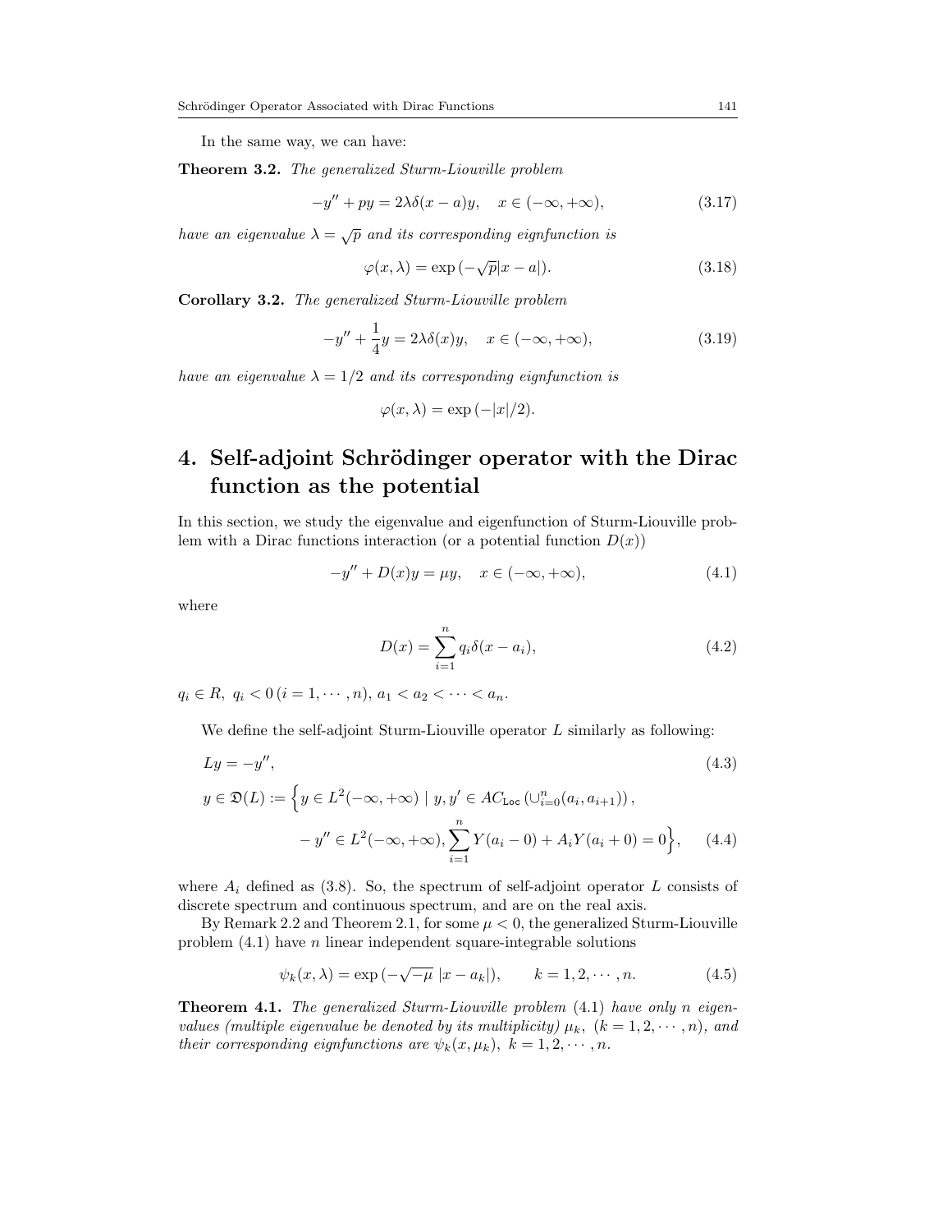In the same way, we can have:

**Theorem 3.2.** *The generalized Sturm-Liouville problem*

$$-y'' + py = 2\lambda\delta(x-a)y, \quad x \in (-\infty, +\infty), \tag{3.17}$$

*have an eigenvalue* $\lambda = \sqrt{p}$ *and its corresponding eignfunction is*

$$\varphi(x, \lambda) = \exp(-\sqrt{p}|x-a|). \tag{3.18}$$

**Corollary 3.2.** *The generalized Sturm-Liouville problem*

$$-y'' + \frac{1}{4}y = 2\lambda\delta(x)y, \quad x \in (-\infty, +\infty), \tag{3.19}$$

*have an eigenvalue* $\lambda = 1/2$ *and its corresponding eignfunction is*

$$\varphi(x, \lambda) = \exp(-|x|/2).$$

# 4. Self-adjoint Schrödinger operator with the Dirac function as the potential

In this section, we study the eigenvalue and eigenfunction of Sturm-Liouville problem with a Dirac functions interaction (or a potential function $D(x)$)

$$-y'' + D(x)y = \mu y, \quad x \in (-\infty, +\infty), \tag{4.1}$$

where

$$D(x) = \sum_{i=1}^{n} q_i \delta(x - a_i), \tag{4.2}$$

$q_i \in R,\ q_i < 0\,(i = 1, \cdots, n),\ a_1 < a_2 < \cdots < a_n$.

We define the self-adjoint Sturm-Liouville operator $L$ similarly as following:

$$Ly = -y'', \tag{4.3}$$

$$y \in \mathfrak{D}(L) := \Big\{ y \in L^2(-\infty, +\infty) \mid y, y' \in AC_{\texttt{Loc}}\left(\cup_{i=0}^{n}(a_i, a_{i+1})\right), \\ -y'' \in L^2(-\infty, +\infty), \sum_{i=1}^{n} Y(a_i - 0) + A_i Y(a_i + 0) = 0 \Big\}, \tag{4.4}$$

where $A_i$ defined as (3.8). So, the spectrum of self-adjoint operator $L$ consists of discrete spectrum and continuous spectrum, and are on the real axis.

By Remark 2.2 and Theorem 2.1, for some $\mu < 0$, the generalized Sturm-Liouville problem (4.1) have $n$ linear independent square-integrable solutions

$$\psi_k(x, \lambda) = \exp(-\sqrt{-\mu}\ |x - a_k|), \qquad k = 1, 2, \cdots, n. \tag{4.5}$$

**Theorem 4.1.** *The generalized Sturm-Liouville problem* (4.1) *have only* $n$ *eigenvalues (multiple eigenvalue be denoted by its multiplicity)* $\mu_k,\ (k = 1, 2, \cdots, n)$*, and their corresponding eignfunctions are* $\psi_k(x, \mu_k),\ k = 1, 2, \cdots, n$.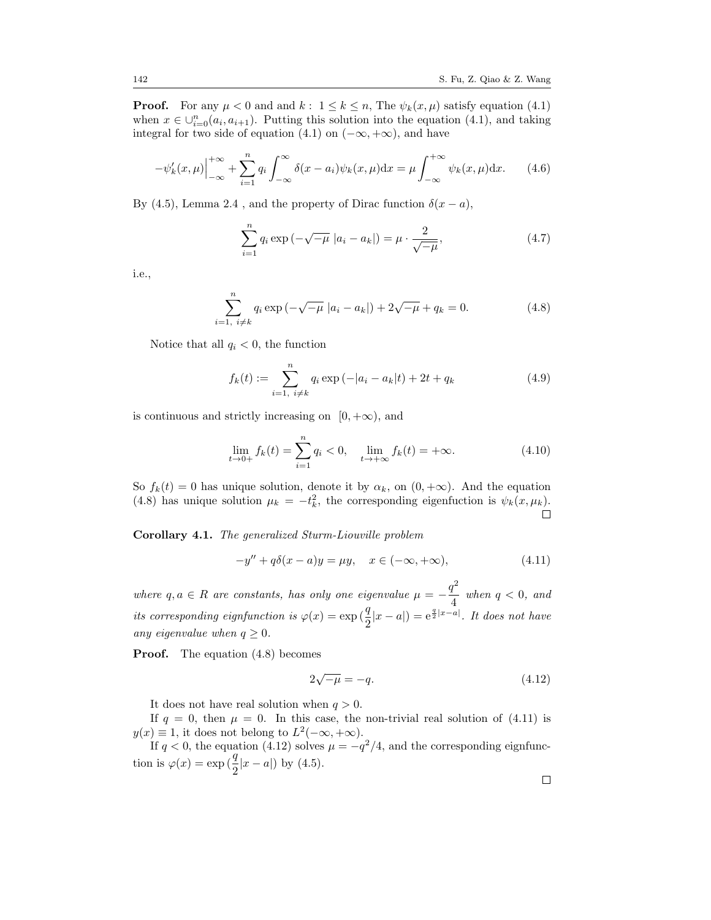**Proof.** For any $\mu < 0$ and and $k:\ 1 \le k \le n$, The $\psi_k(x,\mu)$ satisfy equation (4.1) when $x \in \cup_{i=0}^{n}(a_i, a_{i+1})$. Putting this solution into the equation (4.1), and taking integral for two side of equation (4.1) on $(-\infty, +\infty)$, and have

$$-\psi_k'(x,\mu)\Big|_{-\infty}^{+\infty} + \sum_{i=1}^{n} q_i \int_{-\infty}^{\infty} \delta(x-a_i)\psi_k(x,\mu)\mathrm{d}x = \mu \int_{-\infty}^{+\infty} \psi_k(x,\mu)\mathrm{d}x. \tag{4.6}$$

By (4.5), Lemma 2.4 , and the property of Dirac function $\delta(x-a)$,

$$\sum_{i=1}^{n} q_i \exp\left(-\sqrt{-\mu}\ |a_i - a_k|\right) = \mu \cdot \frac{2}{\sqrt{-\mu}}, \tag{4.7}$$

i.e.,

$$\sum_{i=1,\ i\neq k}^{n} q_i \exp\left(-\sqrt{-\mu}\ |a_i - a_k|\right) + 2\sqrt{-\mu} + q_k = 0. \tag{4.8}$$

Notice that all $q_i < 0$, the function

$$f_k(t) := \sum_{i=1,\ i\neq k}^{n} q_i \exp\left(-|a_i - a_k|t\right) + 2t + q_k \tag{4.9}$$

is continuous and strictly increasing on $[0, +\infty)$, and

$$\lim_{t\to 0+} f_k(t) = \sum_{i=1}^{n} q_i < 0, \quad \lim_{t\to +\infty} f_k(t) = +\infty. \tag{4.10}$$

So $f_k(t) = 0$ has unique solution, denote it by $\alpha_k$, on $(0, +\infty)$. And the equation (4.8) has unique solution $\mu_k = -t_k^2$, the corresponding eigenfuction is $\psi_k(x, \mu_k)$. □

**Corollary 4.1.** *The generalized Sturm-Liouville problem*

$$-y'' + q\delta(x-a)y = \mu y, \quad x \in (-\infty, +\infty), \tag{4.11}$$

*where $q, a \in R$ are constants, has only one eigenvalue $\mu = -\dfrac{q^2}{4}$ when $q < 0$, and its corresponding eignfunction is $\varphi(x) = \exp\left(\dfrac{q}{2}|x-a|\right) = \mathrm{e}^{\frac{q}{2}|x-a|}$. It does not have any eigenvalue when $q \ge 0$.*

**Proof.** The equation (4.8) becomes

$$2\sqrt{-\mu} = -q. \tag{4.12}$$

It does not have real solution when $q > 0$.

If $q = 0$, then $\mu = 0$. In this case, the non-trivial real solution of (4.11) is $y(x) \equiv 1$, it does not belong to $L^2(-\infty, +\infty)$.

If $q < 0$, the equation (4.12) solves $\mu = -q^2/4$, and the corresponding eignfunction is $\varphi(x) = \exp\left(\dfrac{q}{2}|x-a|\right)$ by (4.5).

□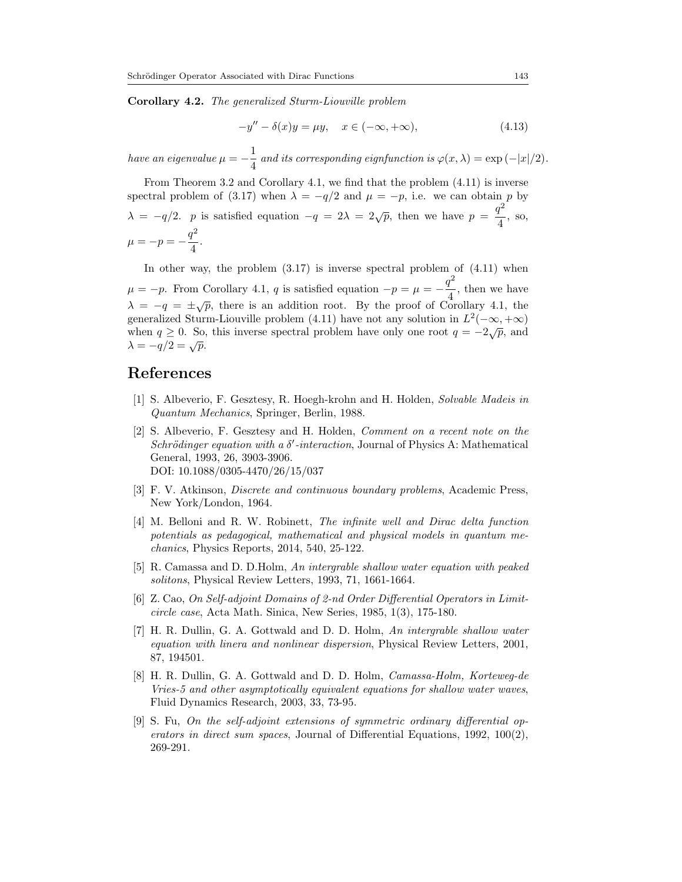**Corollary 4.2.** *The generalized Sturm-Liouville problem*

$$-y'' - \delta(x)y = \mu y, \quad x \in (-\infty, +\infty), \tag{4.13}$$

*have an eigenvalue* $\mu = -\dfrac{1}{4}$ *and its corresponding eignfunction is* $\varphi(x, \lambda) = \exp(-|x|/2)$.

From Theorem 3.2 and Corollary 4.1, we find that the problem (4.11) is inverse spectral problem of (3.17) when $\lambda = -q/2$ and $\mu = -p$, i.e. we can obtain $p$ by $\lambda = -q/2$. $p$ is satisfied equation $-q = 2\lambda = 2\sqrt{p}$, then we have $p = \dfrac{q^2}{4}$, so, $\mu = -p = -\dfrac{q^2}{4}$.

In other way, the problem (3.17) is inverse spectral problem of (4.11) when $\mu = -p$. From Corollary 4.1, $q$ is satisfied equation $-p = \mu = -\dfrac{q^2}{4}$, then we have $\lambda = -q = \pm\sqrt{p}$, there is an addition root. By the proof of Corollary 4.1, the generalized Sturm-Liouville problem (4.11) have not any solution in $L^2(-\infty, +\infty)$ when $q \geq 0$. So, this inverse spectral problem have only one root $q = -2\sqrt{p}$, and $\lambda = -q/2 = \sqrt{p}$.

# References

[1] S. Albeverio, F. Gesztesy, R. Hoegh-krohn and H. Holden, *Solvable Madeis in Quantum Mechanics*, Springer, Berlin, 1988.

[2] S. Albeverio, F. Gesztesy and H. Holden, *Comment on a recent note on the Schrödinger equation with a $\delta'$-interaction*, Journal of Physics A: Mathematical General, 1993, 26, 3903-3906.
DOI: 10.1088/0305-4470/26/15/037

[3] F. V. Atkinson, *Discrete and continuous boundary problems*, Academic Press, New York/London, 1964.

[4] M. Belloni and R. W. Robinett, *The infinite well and Dirac delta function potentials as pedagogical, mathematical and physical models in quantum mechanics*, Physics Reports, 2014, 540, 25-122.

[5] R. Camassa and D. D.Holm, *An intergrable shallow water equation with peaked solitons*, Physical Review Letters, 1993, 71, 1661-1664.

[6] Z. Cao, *On Self-adjoint Domains of 2-nd Order Differential Operators in Limit-circle case*, Acta Math. Sinica, New Series, 1985, 1(3), 175-180.

[7] H. R. Dullin, G. A. Gottwald and D. D. Holm, *An intergrable shallow water equation with linera and nonlinear dispersion*, Physical Review Letters, 2001, 87, 194501.

[8] H. R. Dullin, G. A. Gottwald and D. D. Holm, *Camassa-Holm, Korteweg-de Vries-5 and other asymptotically equivalent equations for shallow water waves*, Fluid Dynamics Research, 2003, 33, 73-95.

[9] S. Fu, *On the self-adjoint extensions of symmetric ordinary differential operators in direct sum spaces*, Journal of Differential Equations, 1992, 100(2), 269-291.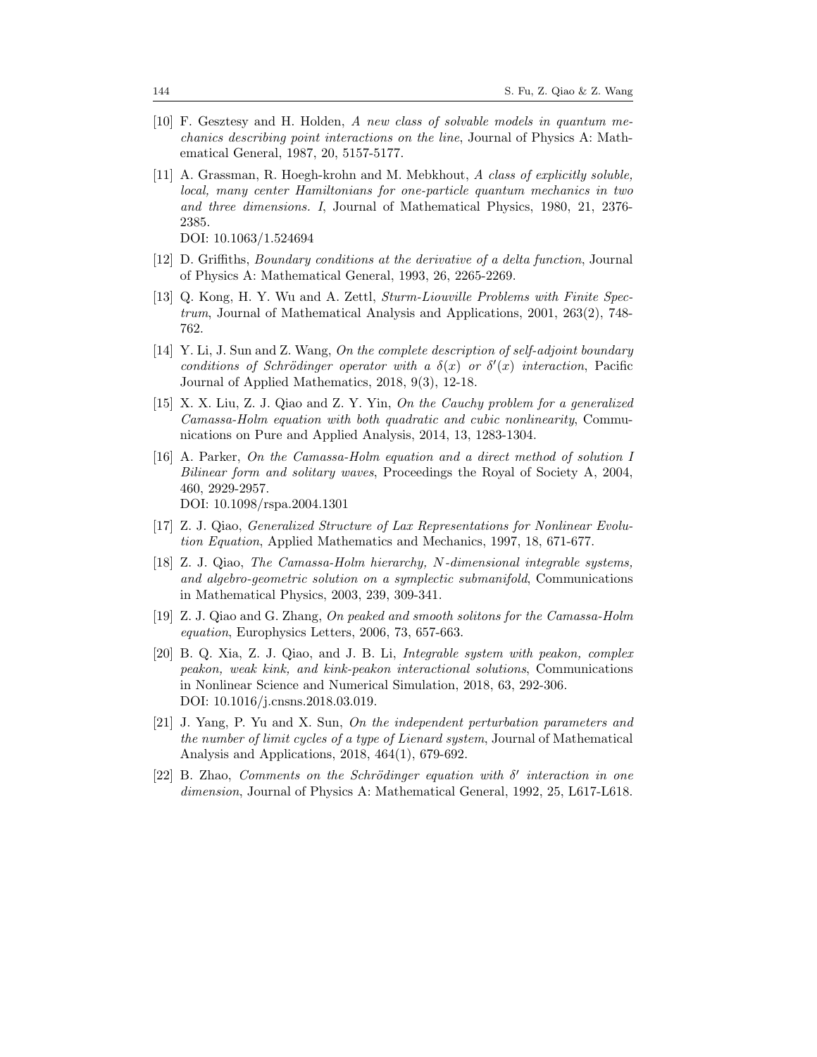- [10] F. Gesztesy and H. Holden, *A new class of solvable models in quantum mechanics describing point interactions on the line*, Journal of Physics A: Mathematical General, 1987, 20, 5157-5177.
- [11] A. Grassman, R. Hoegh-krohn and M. Mebkhout, *A class of explicitly soluble, local, many center Hamiltonians for one-particle quantum mechanics in two and three dimensions. I*, Journal of Mathematical Physics, 1980, 21, 2376-2385.
DOI: 10.1063/1.524694
- [12] D. Griffiths, *Boundary conditions at the derivative of a delta function*, Journal of Physics A: Mathematical General, 1993, 26, 2265-2269.
- [13] Q. Kong, H. Y. Wu and A. Zettl, *Sturm-Liouville Problems with Finite Spectrum*, Journal of Mathematical Analysis and Applications, 2001, 263(2), 748-762.
- [14] Y. Li, J. Sun and Z. Wang, *On the complete description of self-adjoint boundary conditions of Schrödinger operator with a $\delta(x)$ or $\delta'(x)$ interaction*, Pacific Journal of Applied Mathematics, 2018, 9(3), 12-18.
- [15] X. X. Liu, Z. J. Qiao and Z. Y. Yin, *On the Cauchy problem for a generalized Camassa-Holm equation with both quadratic and cubic nonlinearity*, Communications on Pure and Applied Analysis, 2014, 13, 1283-1304.
- [16] A. Parker, *On the Camassa-Holm equation and a direct method of solution I Bilinear form and solitary waves*, Proceedings the Royal of Society A, 2004, 460, 2929-2957.
DOI: 10.1098/rspa.2004.1301
- [17] Z. J. Qiao, *Generalized Structure of Lax Representations for Nonlinear Evolution Equation*, Applied Mathematics and Mechanics, 1997, 18, 671-677.
- [18] Z. J. Qiao, *The Camassa-Holm hierarchy, $N$-dimensional integrable systems, and algebro-geometric solution on a symplectic submanifold*, Communications in Mathematical Physics, 2003, 239, 309-341.
- [19] Z. J. Qiao and G. Zhang, *On peaked and smooth solitons for the Camassa-Holm equation*, Europhysics Letters, 2006, 73, 657-663.
- [20] B. Q. Xia, Z. J. Qiao, and J. B. Li, *Integrable system with peakon, complex peakon, weak kink, and kink-peakon interactional solutions*, Communications in Nonlinear Science and Numerical Simulation, 2018, 63, 292-306.
DOI: 10.1016/j.cnsns.2018.03.019.
- [21] J. Yang, P. Yu and X. Sun, *On the independent perturbation parameters and the number of limit cycles of a type of Lienard system*, Journal of Mathematical Analysis and Applications, 2018, 464(1), 679-692.
- [22] B. Zhao, *Comments on the Schrödinger equation with $\delta'$ interaction in one dimension*, Journal of Physics A: Mathematical General, 1992, 25, L617-L618.